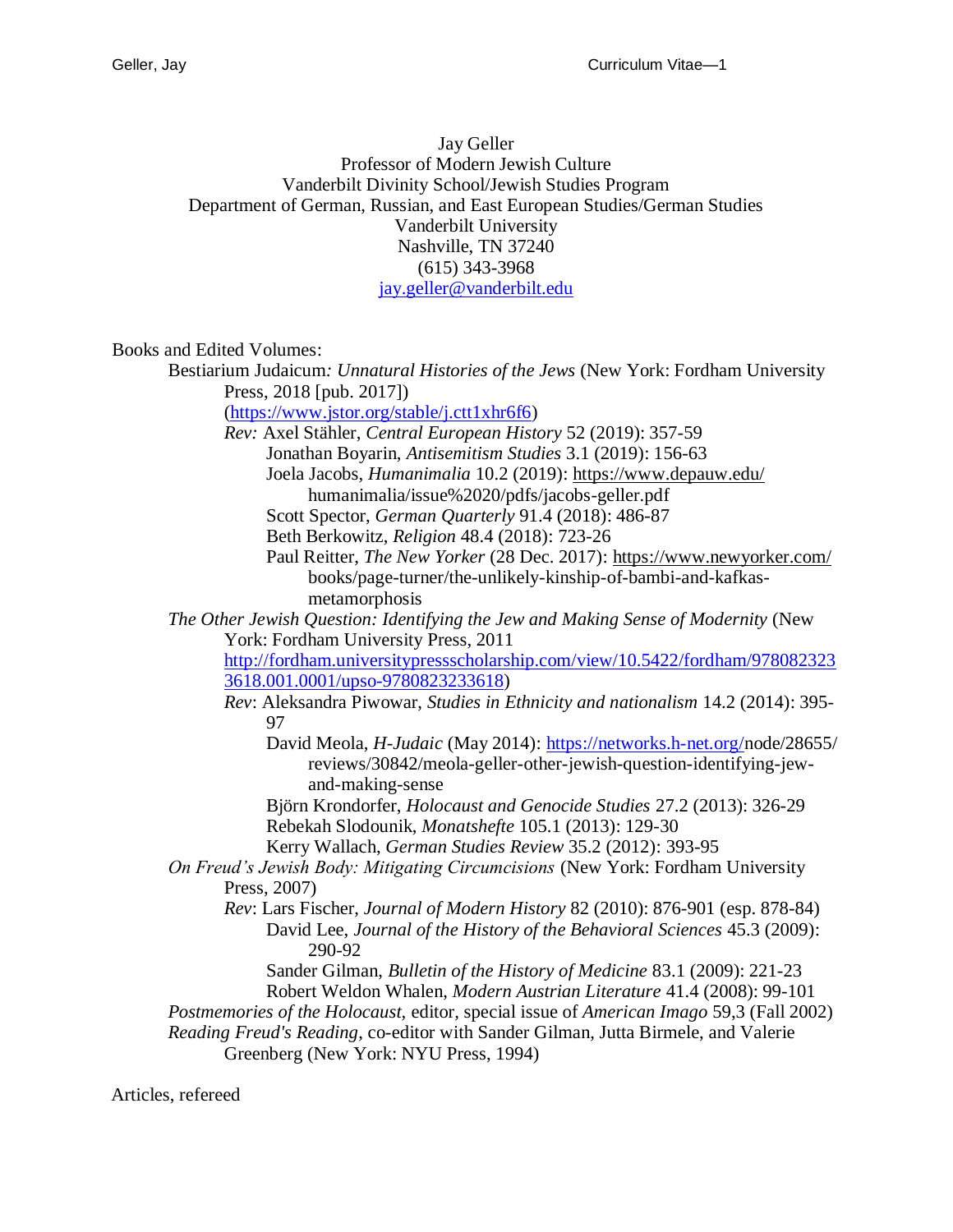Jay Geller
Professor of Modern Jewish Culture
Vanderbilt Divinity School/Jewish Studies Program
Department of German, Russian, and East European Studies/German Studies
Vanderbilt University
Nashville, TN 37240
(615) 343-3968
jay.geller@vanderbilt.edu

## Books and Edited Volumes:

Bestiarium Judaicum*: Unnatural Histories of the Jews* (New York: Fordham University Press, 2018 [pub. 2017]) (https://www.jstor.org/stable/j.ctt1xhr6f6)

- *Rev:* Axel Stähler, *Central European History* 52 (2019): 357-59
  - Jonathan Boyarin, *Antisemitism Studies* 3.1 (2019): 156-63
  - Joela Jacobs, *Humanimalia* 10.2 (2019): https://www.depauw.edu/humanimalia/issue%2020/pdfs/jacobs-geller.pdf
  - Scott Spector, *German Quarterly* 91.4 (2018): 486-87
  - Beth Berkowitz, *Religion* 48.4 (2018): 723-26
  - Paul Reitter, *The New Yorker* (28 Dec. 2017): https://www.newyorker.com/books/page-turner/the-unlikely-kinship-of-bambi-and-kafkas-metamorphosis

*The Other Jewish Question: Identifying the Jew and Making Sense of Modernity* (New York: Fordham University Press, 2011 http://fordham.universitypressscholarship.com/view/10.5422/fordham/9780823233618.001.0001/upso-9780823233618)

- *Rev*: Aleksandra Piwowar, *Studies in Ethnicity and nationalism* 14.2 (2014): 395-97
  - David Meola, *H-Judaic* (May 2014): https://networks.h-net.org/node/28655/reviews/30842/meola-geller-other-jewish-question-identifying-jew-and-making-sense
  - Björn Krondorfer, *Holocaust and Genocide Studies* 27.2 (2013): 326-29
  - Rebekah Slodounik, *Monatshefte* 105.1 (2013): 129-30
  - Kerry Wallach, *German Studies Review* 35.2 (2012): 393-95

*On Freud's Jewish Body: Mitigating Circumcisions* (New York: Fordham University Press, 2007)

- *Rev*: Lars Fischer, *Journal of Modern History* 82 (2010): 876-901 (esp. 878-84)
  - David Lee, *Journal of the History of the Behavioral Sciences* 45.3 (2009): 290-92
  - Sander Gilman, *Bulletin of the History of Medicine* 83.1 (2009): 221-23
  - Robert Weldon Whalen, *Modern Austrian Literature* 41.4 (2008): 99-101

*Postmemories of the Holocaust*, editor, special issue of *American Imago* 59,3 (Fall 2002)

*Reading Freud's Reading*, co-editor with Sander Gilman, Jutta Birmele, and Valerie Greenberg (New York: NYU Press, 1994)

## Articles, refereed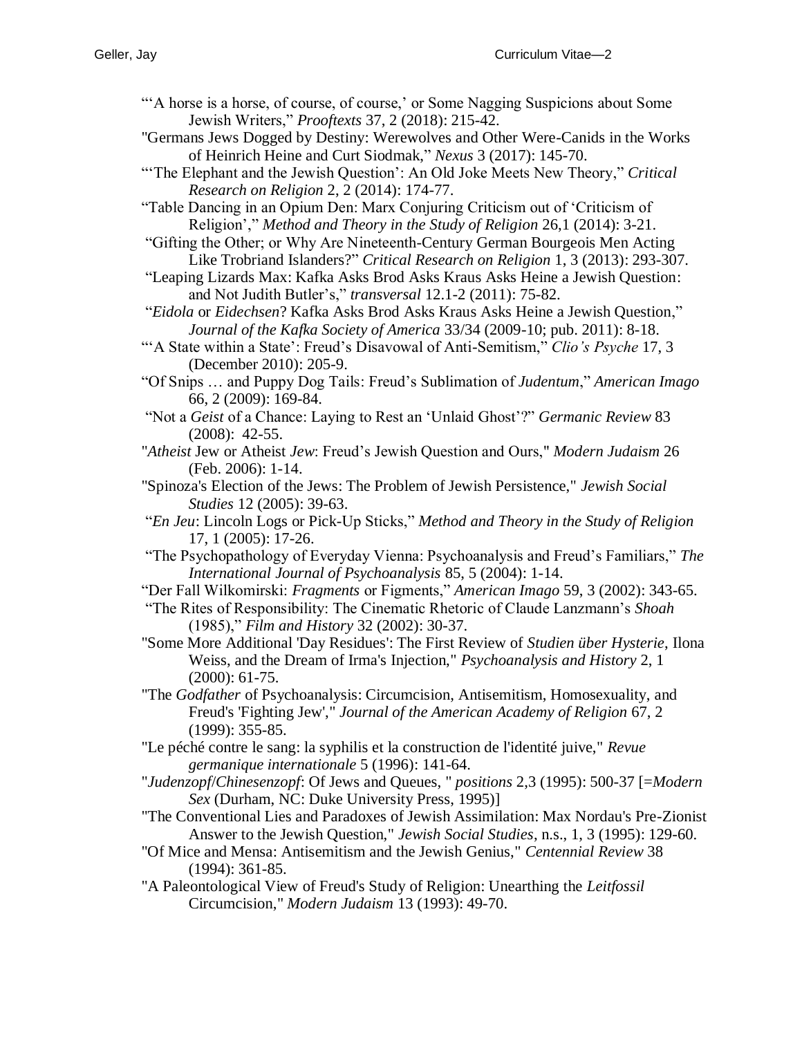"'A horse is a horse, of course, of course,' or Some Nagging Suspicions about Some Jewish Writers," *Prooftexts* 37, 2 (2018): 215-42.

"Germans Jews Dogged by Destiny: Werewolves and Other Were-Canids in the Works of Heinrich Heine and Curt Siodmak," *Nexus* 3 (2017): 145-70.

"'The Elephant and the Jewish Question': An Old Joke Meets New Theory," *Critical Research on Religion* 2, 2 (2014): 174-77.

"Table Dancing in an Opium Den: Marx Conjuring Criticism out of 'Criticism of Religion'," *Method and Theory in the Study of Religion* 26,1 (2014): 3-21.

"Gifting the Other; or Why Are Nineteenth-Century German Bourgeois Men Acting Like Trobriand Islanders?" *Critical Research on Religion* 1, 3 (2013): 293-307.

"Leaping Lizards Max: Kafka Asks Brod Asks Kraus Asks Heine a Jewish Question: and Not Judith Butler's," *transversal* 12.1-2 (2011): 75-82.

"*Eidola* or *Eidechsen*? Kafka Asks Brod Asks Kraus Asks Heine a Jewish Question," *Journal of the Kafka Society of America* 33/34 (2009-10; pub. 2011): 8-18.

"'A State within a State': Freud's Disavowal of Anti-Semitism," *Clio's Psyche* 17, 3 (December 2010): 205-9.

"Of Snips … and Puppy Dog Tails: Freud's Sublimation of *Judentum*," *American Imago* 66, 2 (2009): 169-84.

"Not a *Geist* of a Chance: Laying to Rest an 'Unlaid Ghost'?" *Germanic Review* 83 (2008): 42-55.

"*Atheist* Jew or Atheist *Jew*: Freud's Jewish Question and Ours," *Modern Judaism* 26 (Feb. 2006): 1-14.

"Spinoza's Election of the Jews: The Problem of Jewish Persistence," *Jewish Social Studies* 12 (2005): 39-63.

"*En Jeu*: Lincoln Logs or Pick-Up Sticks," *Method and Theory in the Study of Religion* 17, 1 (2005): 17-26.

"The Psychopathology of Everyday Vienna: Psychoanalysis and Freud's Familiars," *The International Journal of Psychoanalysis* 85, 5 (2004): 1-14.

"Der Fall Wilkomirski: *Fragments* or Figments," *American Imago* 59, 3 (2002): 343-65.

"The Rites of Responsibility: The Cinematic Rhetoric of Claude Lanzmann's *Shoah* (1985)," *Film and History* 32 (2002): 30-37.

"Some More Additional 'Day Residues': The First Review of *Studien über Hysterie*, Ilona Weiss, and the Dream of Irma's Injection," *Psychoanalysis and History* 2, 1 (2000): 61-75.

"The *Godfather* of Psychoanalysis: Circumcision, Antisemitism, Homosexuality, and Freud's 'Fighting Jew'," *Journal of the American Academy of Religion* 67, 2 (1999): 355-85.

"Le péché contre le sang: la syphilis et la construction de l'identité juive," *Revue germanique internationale* 5 (1996): 141-64.

"*Judenzopf*/*Chinesenzopf*: Of Jews and Queues, " *positions* 2,3 (1995): 500-37 [=*Modern Sex* (Durham, NC: Duke University Press, 1995)]

"The Conventional Lies and Paradoxes of Jewish Assimilation: Max Nordau's Pre-Zionist Answer to the Jewish Question," *Jewish Social Studies*, n.s., 1, 3 (1995): 129-60.

"Of Mice and Mensa: Antisemitism and the Jewish Genius," *Centennial Review* 38 (1994): 361-85.

"A Paleontological View of Freud's Study of Religion: Unearthing the *Leitfossil* Circumcision," *Modern Judaism* 13 (1993): 49-70.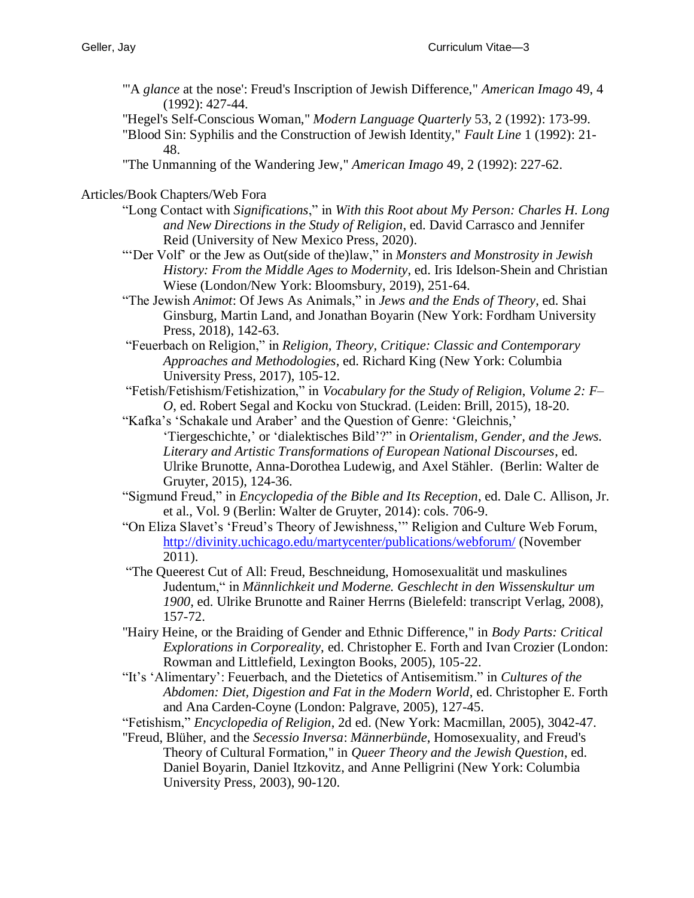"'A *glance* at the nose': Freud's Inscription of Jewish Difference," *American Imago* 49, 4 (1992): 427-44.

"Hegel's Self-Conscious Woman," *Modern Language Quarterly* 53, 2 (1992): 173-99.

"Blood Sin: Syphilis and the Construction of Jewish Identity," *Fault Line* 1 (1992): 21-48.

"The Unmanning of the Wandering Jew," *American Imago* 49, 2 (1992): 227-62.

Articles/Book Chapters/Web Fora

"Long Contact with *Significations*," in *With this Root about My Person: Charles H. Long and New Directions in the Study of Religion*, ed. David Carrasco and Jennifer Reid (University of New Mexico Press, 2020).

"'Der Volf' or the Jew as Out(side of the)law," in *Monsters and Monstrosity in Jewish History: From the Middle Ages to Modernity*, ed. Iris Idelson-Shein and Christian Wiese (London/New York: Bloomsbury, 2019), 251-64.

"The Jewish *Animot*: Of Jews As Animals," in *Jews and the Ends of Theory*, ed. Shai Ginsburg, Martin Land, and Jonathan Boyarin (New York: Fordham University Press, 2018), 142-63.

"Feuerbach on Religion," in *Religion, Theory, Critique: Classic and Contemporary Approaches and Methodologies*, ed. Richard King (New York: Columbia University Press, 2017), 105-12.

"Fetish/Fetishism/Fetishization," in *Vocabulary for the Study of Religion, Volume 2: F–O*, ed. Robert Segal and Kocku von Stuckrad. (Leiden: Brill, 2015), 18-20.

"Kafka's 'Schakale und Araber' and the Question of Genre: 'Gleichnis,' 'Tiergeschichte,' or 'dialektisches Bild'?" in *Orientalism, Gender, and the Jews. Literary and Artistic Transformations of European National Discourses*, ed. Ulrike Brunotte, Anna-Dorothea Ludewig, and Axel Stähler. (Berlin: Walter de Gruyter, 2015), 124-36.

"Sigmund Freud," in *Encyclopedia of the Bible and Its Reception*, ed. Dale C. Allison, Jr. et al., Vol. 9 (Berlin: Walter de Gruyter, 2014): cols. 706-9.

"On Eliza Slavet's 'Freud's Theory of Jewishness,'" Religion and Culture Web Forum, http://divinity.uchicago.edu/martycenter/publications/webforum/ (November 2011).

"The Queerest Cut of All: Freud, Beschneidung, Homosexualität und maskulines Judentum," in *Männlichkeit und Moderne. Geschlecht in den Wissenskultur um 1900*, ed. Ulrike Brunotte and Rainer Herrns (Bielefeld: transcript Verlag, 2008), 157-72.

"Hairy Heine, or the Braiding of Gender and Ethnic Difference," in *Body Parts: Critical Explorations in Corporeality*, ed. Christopher E. Forth and Ivan Crozier (London: Rowman and Littlefield, Lexington Books, 2005), 105-22.

"It's 'Alimentary': Feuerbach, and the Dietetics of Antisemitism." in *Cultures of the Abdomen: Diet, Digestion and Fat in the Modern World*, ed. Christopher E. Forth and Ana Carden-Coyne (London: Palgrave, 2005), 127-45.

"Fetishism," *Encyclopedia of Religion*, 2d ed. (New York: Macmillan, 2005), 3042-47.

"Freud, Blüher, and the *Secessio Inversa*: *Männerbünde*, Homosexuality, and Freud's Theory of Cultural Formation," in *Queer Theory and the Jewish Question*, ed. Daniel Boyarin, Daniel Itzkovitz, and Anne Pelligrini (New York: Columbia University Press, 2003), 90-120.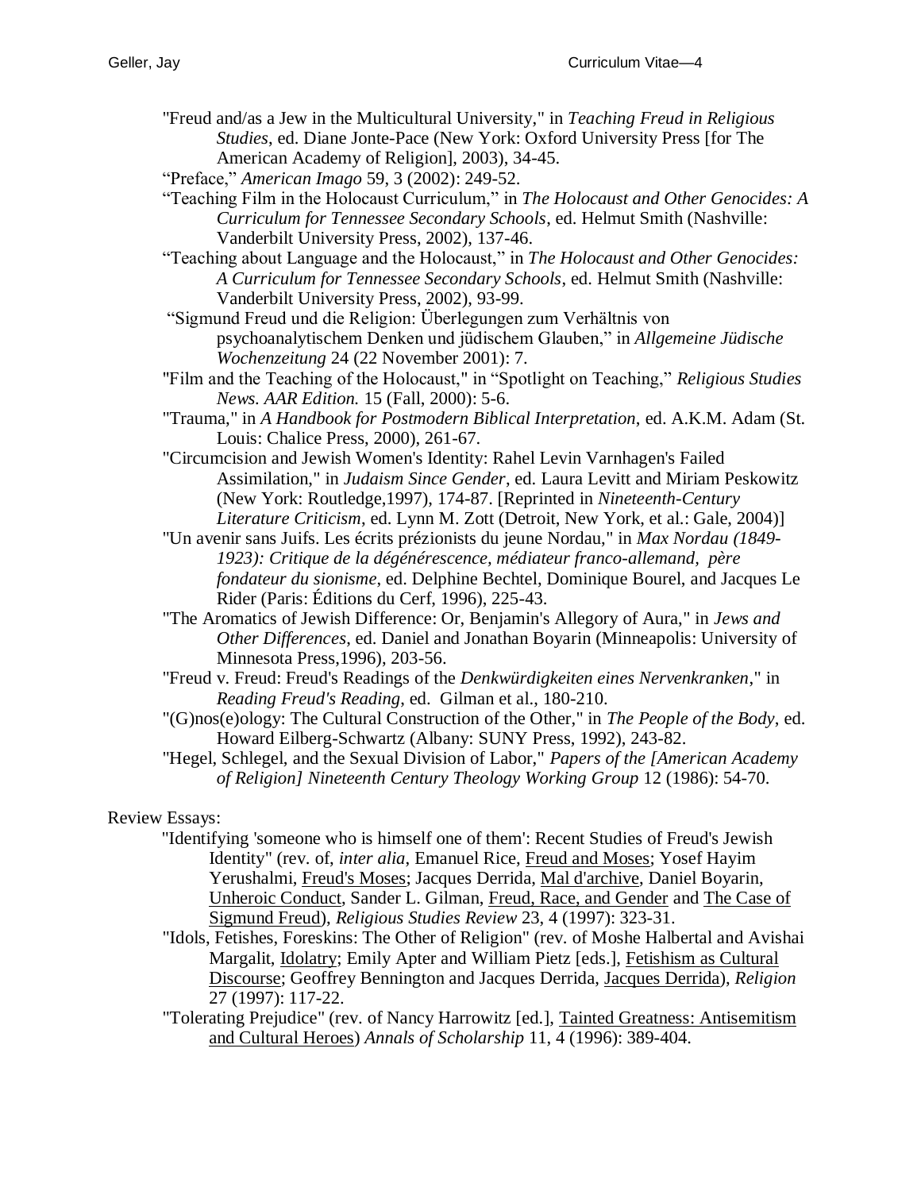"Freud and/as a Jew in the Multicultural University," in *Teaching Freud in Religious Studies*, ed. Diane Jonte-Pace (New York: Oxford University Press [for The American Academy of Religion], 2003), 34-45.

"Preface," *American Imago* 59, 3 (2002): 249-52.

"Teaching Film in the Holocaust Curriculum," in *The Holocaust and Other Genocides: A Curriculum for Tennessee Secondary Schools*, ed. Helmut Smith (Nashville: Vanderbilt University Press, 2002), 137-46.

"Teaching about Language and the Holocaust," in *The Holocaust and Other Genocides: A Curriculum for Tennessee Secondary Schools*, ed. Helmut Smith (Nashville: Vanderbilt University Press, 2002), 93-99.

"Sigmund Freud und die Religion: Überlegungen zum Verhältnis von psychoanalytischem Denken und jüdischem Glauben," in *Allgemeine Jüdische Wochenzeitung* 24 (22 November 2001): 7.

"Film and the Teaching of the Holocaust," in "Spotlight on Teaching," *Religious Studies News. AAR Edition.* 15 (Fall, 2000): 5-6.

"Trauma," in *A Handbook for Postmodern Biblical Interpretation*, ed. A.K.M. Adam (St. Louis: Chalice Press, 2000), 261-67.

"Circumcision and Jewish Women's Identity: Rahel Levin Varnhagen's Failed Assimilation," in *Judaism Since Gender*, ed. Laura Levitt and Miriam Peskowitz (New York: Routledge,1997), 174-87. [Reprinted in *Nineteenth-Century Literature Criticism*, ed. Lynn M. Zott (Detroit, New York, et al.: Gale, 2004)]

"Un avenir sans Juifs. Les écrits prézionists du jeune Nordau," in *Max Nordau (1849-1923): Critique de la dégénérescence, médiateur franco-allemand, père fondateur du sionisme*, ed. Delphine Bechtel, Dominique Bourel, and Jacques Le Rider (Paris: Éditions du Cerf, 1996), 225-43.

"The Aromatics of Jewish Difference: Or, Benjamin's Allegory of Aura," in *Jews and Other Differences*, ed. Daniel and Jonathan Boyarin (Minneapolis: University of Minnesota Press,1996), 203-56.

"Freud v. Freud: Freud's Readings of the *Denkwürdigkeiten eines Nervenkranken*," in *Reading Freud's Reading*, ed. Gilman et al., 180-210.

"(G)nos(e)ology: The Cultural Construction of the Other," in *The People of the Body*, ed. Howard Eilberg-Schwartz (Albany: SUNY Press, 1992), 243-82.

"Hegel, Schlegel, and the Sexual Division of Labor," *Papers of the [American Academy of Religion] Nineteenth Century Theology Working Group* 12 (1986): 54-70.

Review Essays:

"Identifying 'someone who is himself one of them': Recent Studies of Freud's Jewish Identity" (rev. of, *inter alia*, Emanuel Rice, Freud and Moses; Yosef Hayim Yerushalmi, Freud's Moses; Jacques Derrida, Mal d'archive, Daniel Boyarin, Unheroic Conduct, Sander L. Gilman, Freud, Race, and Gender and The Case of Sigmund Freud), *Religious Studies Review* 23, 4 (1997): 323-31.

"Idols, Fetishes, Foreskins: The Other of Religion" (rev. of Moshe Halbertal and Avishai Margalit, Idolatry; Emily Apter and William Pietz [eds.], Fetishism as Cultural Discourse; Geoffrey Bennington and Jacques Derrida, Jacques Derrida), *Religion* 27 (1997): 117-22.

"Tolerating Prejudice" (rev. of Nancy Harrowitz [ed.], Tainted Greatness: Antisemitism and Cultural Heroes) *Annals of Scholarship* 11, 4 (1996): 389-404.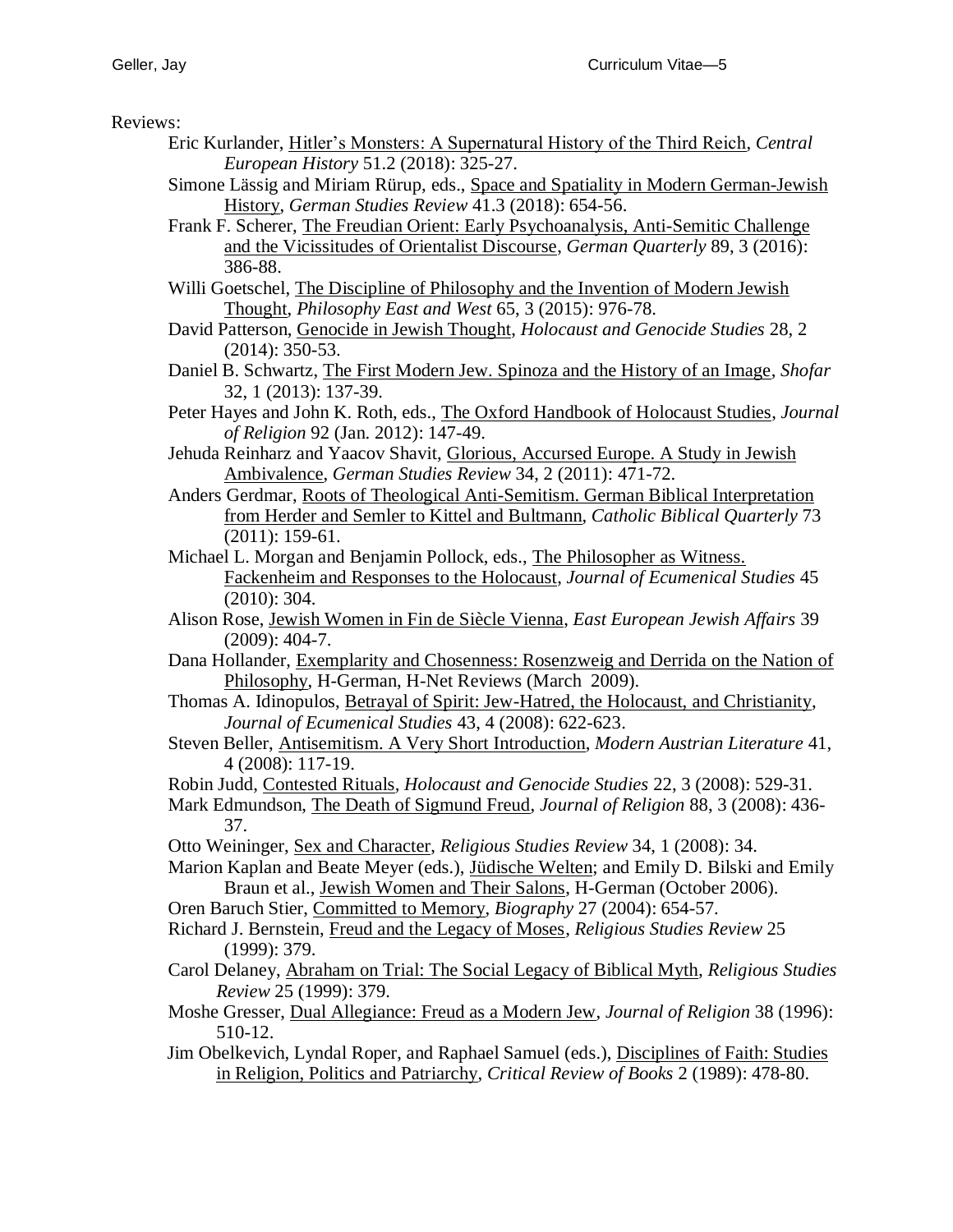Reviews:

- Eric Kurlander, Hitler's Monsters: A Supernatural History of the Third Reich, *Central European History* 51.2 (2018): 325-27.
- Simone Lässig and Miriam Rürup, eds., Space and Spatiality in Modern German-Jewish History, *German Studies Review* 41.3 (2018): 654-56.
- Frank F. Scherer, The Freudian Orient: Early Psychoanalysis, Anti-Semitic Challenge and the Vicissitudes of Orientalist Discourse, *German Quarterly* 89, 3 (2016): 386-88.
- Willi Goetschel, The Discipline of Philosophy and the Invention of Modern Jewish Thought, *Philosophy East and West* 65, 3 (2015): 976-78.
- David Patterson, Genocide in Jewish Thought, *Holocaust and Genocide Studies* 28, 2 (2014): 350-53.
- Daniel B. Schwartz, The First Modern Jew. Spinoza and the History of an Image, *Shofar* 32, 1 (2013): 137-39.
- Peter Hayes and John K. Roth, eds., The Oxford Handbook of Holocaust Studies, *Journal of Religion* 92 (Jan. 2012): 147-49.
- Jehuda Reinharz and Yaacov Shavit, Glorious, Accursed Europe. A Study in Jewish Ambivalence, *German Studies Review* 34, 2 (2011): 471-72.
- Anders Gerdmar, Roots of Theological Anti-Semitism. German Biblical Interpretation from Herder and Semler to Kittel and Bultmann, *Catholic Biblical Quarterly* 73 (2011): 159-61.
- Michael L. Morgan and Benjamin Pollock, eds., The Philosopher as Witness. Fackenheim and Responses to the Holocaust, *Journal of Ecumenical Studies* 45 (2010): 304.
- Alison Rose, Jewish Women in Fin de Siècle Vienna, *East European Jewish Affairs* 39 (2009): 404-7.
- Dana Hollander, Exemplarity and Chosenness: Rosenzweig and Derrida on the Nation of Philosophy, H-German, H-Net Reviews (March 2009).
- Thomas A. Idinopulos, Betrayal of Spirit: Jew-Hatred, the Holocaust, and Christianity, *Journal of Ecumenical Studies* 43, 4 (2008): 622-623.
- Steven Beller, Antisemitism. A Very Short Introduction, *Modern Austrian Literature* 41, 4 (2008): 117-19.
- Robin Judd, Contested Rituals, *Holocaust and Genocide Studies* 22, 3 (2008): 529-31.
- Mark Edmundson, The Death of Sigmund Freud, *Journal of Religion* 88, 3 (2008): 436-37.
- Otto Weininger, Sex and Character, *Religious Studies Review* 34, 1 (2008): 34.
- Marion Kaplan and Beate Meyer (eds.), Jüdische Welten; and Emily D. Bilski and Emily Braun et al., Jewish Women and Their Salons, H-German (October 2006).
- Oren Baruch Stier, Committed to Memory, *Biography* 27 (2004): 654-57.
- Richard J. Bernstein, Freud and the Legacy of Moses, *Religious Studies Review* 25 (1999): 379.
- Carol Delaney, Abraham on Trial: The Social Legacy of Biblical Myth, *Religious Studies Review* 25 (1999): 379.
- Moshe Gresser, Dual Allegiance: Freud as a Modern Jew, *Journal of Religion* 38 (1996): 510-12.
- Jim Obelkevich, Lyndal Roper, and Raphael Samuel (eds.), Disciplines of Faith: Studies in Religion, Politics and Patriarchy, *Critical Review of Books* 2 (1989): 478-80.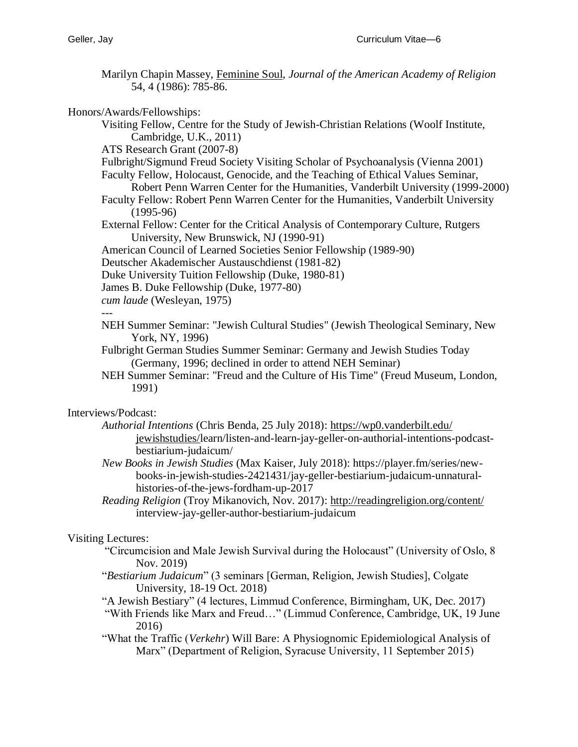Marilyn Chapin Massey, Feminine Soul, *Journal of the American Academy of Religion* 54, 4 (1986): 785-86.

Honors/Awards/Fellowships:

- Visiting Fellow, Centre for the Study of Jewish-Christian Relations (Woolf Institute, Cambridge, U.K., 2011)
- ATS Research Grant (2007-8)
- Fulbright/Sigmund Freud Society Visiting Scholar of Psychoanalysis (Vienna 2001)
- Faculty Fellow, Holocaust, Genocide, and the Teaching of Ethical Values Seminar, Robert Penn Warren Center for the Humanities, Vanderbilt University (1999-2000)
- Faculty Fellow: Robert Penn Warren Center for the Humanities, Vanderbilt University (1995-96)
- External Fellow: Center for the Critical Analysis of Contemporary Culture, Rutgers University, New Brunswick, NJ (1990-91)
- American Council of Learned Societies Senior Fellowship (1989-90)
- Deutscher Akademischer Austauschdienst (1981-82)
- Duke University Tuition Fellowship (Duke, 1980-81)
- James B. Duke Fellowship (Duke, 1977-80)
- *cum laude* (Wesleyan, 1975)

---

- NEH Summer Seminar: "Jewish Cultural Studies" (Jewish Theological Seminary, New York, NY, 1996)
- Fulbright German Studies Summer Seminar: Germany and Jewish Studies Today (Germany, 1996; declined in order to attend NEH Seminar)
- NEH Summer Seminar: "Freud and the Culture of His Time" (Freud Museum, London, 1991)

Interviews/Podcast:

- *Authorial Intentions* (Chris Benda, 25 July 2018): https://wp0.vanderbilt.edu/jewishstudies/learn/listen-and-learn-jay-geller-on-authorial-intentions-podcast-bestiarium-judaicum/
- *New Books in Jewish Studies* (Max Kaiser, July 2018): https://player.fm/series/new-books-in-jewish-studies-2421431/jay-geller-bestiarium-judaicum-unnatural-histories-of-the-jews-fordham-up-2017
- *Reading Religion* (Troy Mikanovich, Nov. 2017): http://readingreligion.org/content/interview-jay-geller-author-bestiarium-judaicum

Visiting Lectures:

- "Circumcision and Male Jewish Survival during the Holocaust" (University of Oslo, 8 Nov. 2019)
- "*Bestiarium Judaicum*" (3 seminars [German, Religion, Jewish Studies], Colgate University, 18-19 Oct. 2018)
- "A Jewish Bestiary" (4 lectures, Limmud Conference, Birmingham, UK, Dec. 2017)
- "With Friends like Marx and Freud…" (Limmud Conference, Cambridge, UK, 19 June 2016)
- "What the Traffic (*Verkehr*) Will Bare: A Physiognomic Epidemiological Analysis of Marx" (Department of Religion, Syracuse University, 11 September 2015)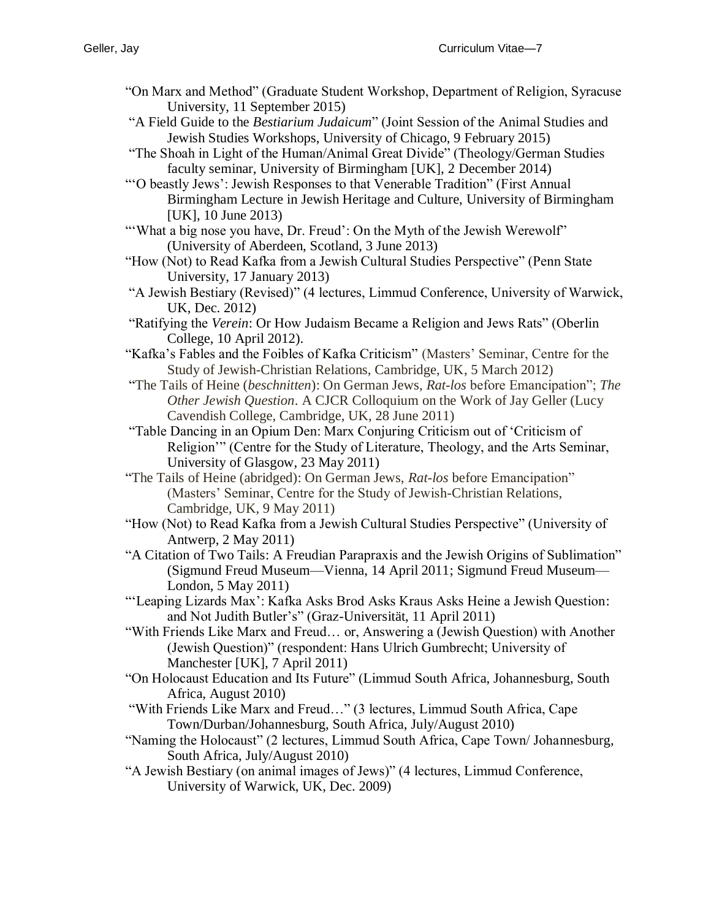"On Marx and Method" (Graduate Student Workshop, Department of Religion, Syracuse University, 11 September 2015)

"A Field Guide to the *Bestiarium Judaicum*" (Joint Session of the Animal Studies and Jewish Studies Workshops, University of Chicago, 9 February 2015)

"The Shoah in Light of the Human/Animal Great Divide" (Theology/German Studies faculty seminar, University of Birmingham [UK], 2 December 2014)

"'O beastly Jews': Jewish Responses to that Venerable Tradition" (First Annual Birmingham Lecture in Jewish Heritage and Culture, University of Birmingham [UK], 10 June 2013)

"'What a big nose you have, Dr. Freud': On the Myth of the Jewish Werewolf" (University of Aberdeen, Scotland, 3 June 2013)

"How (Not) to Read Kafka from a Jewish Cultural Studies Perspective" (Penn State University, 17 January 2013)

"A Jewish Bestiary (Revised)" (4 lectures, Limmud Conference, University of Warwick, UK, Dec. 2012)

"Ratifying the *Verein*: Or How Judaism Became a Religion and Jews Rats" (Oberlin College, 10 April 2012).

"Kafka's Fables and the Foibles of Kafka Criticism" (Masters' Seminar, Centre for the Study of Jewish-Christian Relations, Cambridge, UK, 5 March 2012)

"The Tails of Heine (*beschnitten*): On German Jews, *Rat-los* before Emancipation"; *The Other Jewish Question*. A CJCR Colloquium on the Work of Jay Geller (Lucy Cavendish College, Cambridge, UK, 28 June 2011)

"Table Dancing in an Opium Den: Marx Conjuring Criticism out of 'Criticism of Religion'" (Centre for the Study of Literature, Theology, and the Arts Seminar, University of Glasgow, 23 May 2011)

"The Tails of Heine (abridged): On German Jews, *Rat-los* before Emancipation" (Masters' Seminar, Centre for the Study of Jewish-Christian Relations, Cambridge, UK, 9 May 2011)

"How (Not) to Read Kafka from a Jewish Cultural Studies Perspective" (University of Antwerp, 2 May 2011)

"A Citation of Two Tails: A Freudian Parapraxis and the Jewish Origins of Sublimation" (Sigmund Freud Museum—Vienna, 14 April 2011; Sigmund Freud Museum—London, 5 May 2011)

"'Leaping Lizards Max': Kafka Asks Brod Asks Kraus Asks Heine a Jewish Question: and Not Judith Butler's" (Graz-Universität, 11 April 2011)

"With Friends Like Marx and Freud… or, Answering a (Jewish Question) with Another (Jewish Question)" (respondent: Hans Ulrich Gumbrecht; University of Manchester [UK], 7 April 2011)

"On Holocaust Education and Its Future" (Limmud South Africa, Johannesburg, South Africa, August 2010)

"With Friends Like Marx and Freud…" (3 lectures, Limmud South Africa, Cape Town/Durban/Johannesburg, South Africa, July/August 2010)

"Naming the Holocaust" (2 lectures, Limmud South Africa, Cape Town/ Johannesburg, South Africa, July/August 2010)

"A Jewish Bestiary (on animal images of Jews)" (4 lectures, Limmud Conference, University of Warwick, UK, Dec. 2009)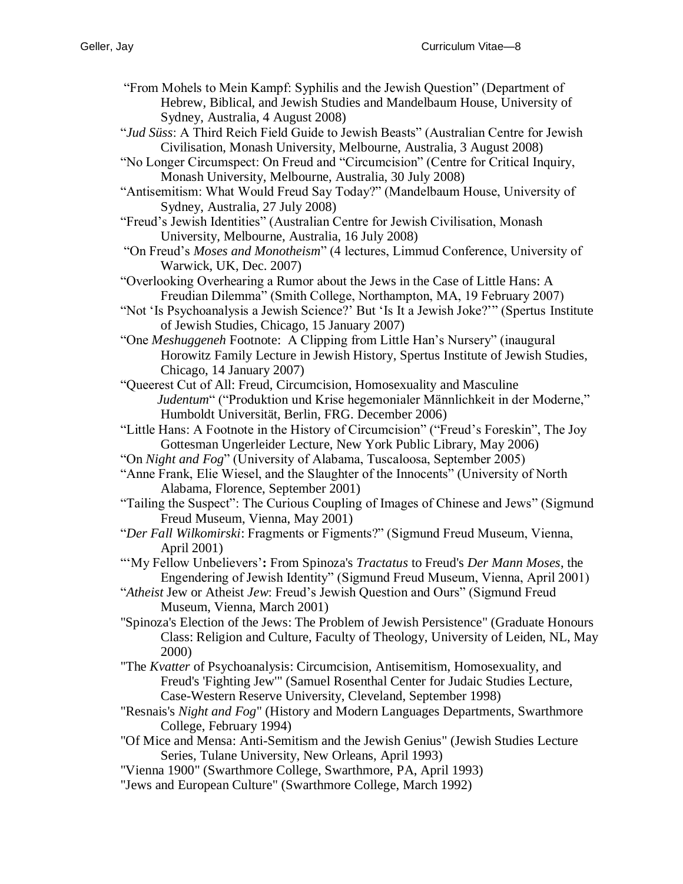"From Mohels to Mein Kampf: Syphilis and the Jewish Question" (Department of Hebrew, Biblical, and Jewish Studies and Mandelbaum House, University of Sydney, Australia, 4 August 2008)

"*Jud Süss*: A Third Reich Field Guide to Jewish Beasts" (Australian Centre for Jewish Civilisation, Monash University, Melbourne, Australia, 3 August 2008)

"No Longer Circumspect: On Freud and "Circumcision" (Centre for Critical Inquiry, Monash University, Melbourne, Australia, 30 July 2008)

"Antisemitism: What Would Freud Say Today?" (Mandelbaum House, University of Sydney, Australia, 27 July 2008)

"Freud's Jewish Identities" (Australian Centre for Jewish Civilisation, Monash University, Melbourne, Australia, 16 July 2008)

"On Freud's *Moses and Monotheism*" (4 lectures, Limmud Conference, University of Warwick, UK, Dec. 2007)

"Overlooking Overhearing a Rumor about the Jews in the Case of Little Hans: A Freudian Dilemma" (Smith College, Northampton, MA, 19 February 2007)

"Not 'Is Psychoanalysis a Jewish Science?' But 'Is It a Jewish Joke?'" (Spertus Institute of Jewish Studies, Chicago, 15 January 2007)

"One *Meshuggeneh* Footnote: A Clipping from Little Han's Nursery" (inaugural Horowitz Family Lecture in Jewish History, Spertus Institute of Jewish Studies, Chicago, 14 January 2007)

"Queerest Cut of All: Freud, Circumcision, Homosexuality and Masculine *Judentum*" ("Produktion und Krise hegemonialer Männlichkeit in der Moderne," Humboldt Universität, Berlin, FRG. December 2006)

"Little Hans: A Footnote in the History of Circumcision" ("Freud's Foreskin", The Joy Gottesman Ungerleider Lecture, New York Public Library, May 2006)

"On *Night and Fog*" (University of Alabama, Tuscaloosa, September 2005)

"Anne Frank, Elie Wiesel, and the Slaughter of the Innocents" (University of North Alabama, Florence, September 2001)

"Tailing the Suspect": The Curious Coupling of Images of Chinese and Jews" (Sigmund Freud Museum, Vienna, May 2001)

"*Der Fall Wilkomirski*: Fragments or Figments?" (Sigmund Freud Museum, Vienna, April 2001)

"'My Fellow Unbelievers'**:** From Spinoza's *Tractatus* to Freud's *Der Mann Moses*, the Engendering of Jewish Identity" (Sigmund Freud Museum, Vienna, April 2001)

"*Atheist* Jew or Atheist *Jew*: Freud's Jewish Question and Ours" (Sigmund Freud Museum, Vienna, March 2001)

"Spinoza's Election of the Jews: The Problem of Jewish Persistence" (Graduate Honours Class: Religion and Culture, Faculty of Theology, University of Leiden, NL, May 2000)

"The *Kvatter* of Psychoanalysis: Circumcision, Antisemitism, Homosexuality, and Freud's 'Fighting Jew'" (Samuel Rosenthal Center for Judaic Studies Lecture, Case-Western Reserve University, Cleveland, September 1998)

"Resnais's *Night and Fog*" (History and Modern Languages Departments, Swarthmore College, February 1994)

"Of Mice and Mensa: Anti-Semitism and the Jewish Genius" (Jewish Studies Lecture Series, Tulane University, New Orleans, April 1993)

"Vienna 1900" (Swarthmore College, Swarthmore, PA, April 1993)

"Jews and European Culture" (Swarthmore College, March 1992)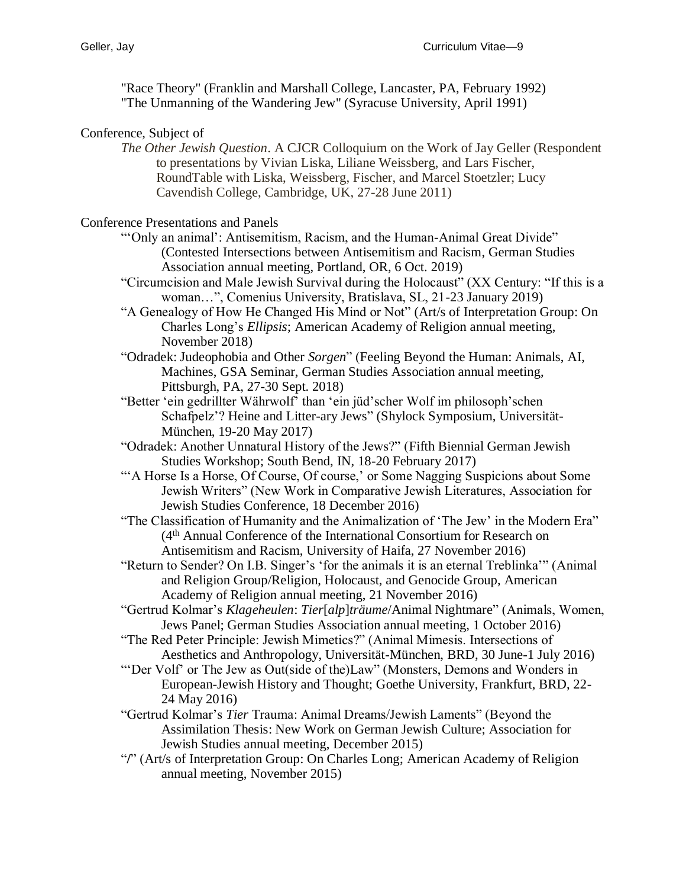"Race Theory" (Franklin and Marshall College, Lancaster, PA, February 1992)
"The Unmanning of the Wandering Jew" (Syracuse University, April 1991)

Conference, Subject of

*The Other Jewish Question*. A CJCR Colloquium on the Work of Jay Geller (Respondent to presentations by Vivian Liska, Liliane Weissberg, and Lars Fischer, RoundTable with Liska, Weissberg, Fischer, and Marcel Stoetzler; Lucy Cavendish College, Cambridge, UK, 27-28 June 2011)

Conference Presentations and Panels

"'Only an animal': Antisemitism, Racism, and the Human-Animal Great Divide" (Contested Intersections between Antisemitism and Racism, German Studies Association annual meeting, Portland, OR, 6 Oct. 2019)

"Circumcision and Male Jewish Survival during the Holocaust" (XX Century: "If this is a woman…", Comenius University, Bratislava, SL, 21-23 January 2019)

"A Genealogy of How He Changed His Mind or Not" (Art/s of Interpretation Group: On Charles Long's *Ellipsis*; American Academy of Religion annual meeting, November 2018)

"Odradek: Judeophobia and Other *Sorgen*" (Feeling Beyond the Human: Animals, AI, Machines, GSA Seminar, German Studies Association annual meeting, Pittsburgh, PA, 27-30 Sept. 2018)

"Better 'ein gedrillter Währwolf' than 'ein jüd'scher Wolf im philosoph'schen Schafpelz'? Heine and Litter-ary Jews" (Shylock Symposium, Universität-München, 19-20 May 2017)

"Odradek: Another Unnatural History of the Jews?" (Fifth Biennial German Jewish Studies Workshop; South Bend, IN, 18-20 February 2017)

"'A Horse Is a Horse, Of Course, Of course,' or Some Nagging Suspicions about Some Jewish Writers" (New Work in Comparative Jewish Literatures, Association for Jewish Studies Conference, 18 December 2016)

"The Classification of Humanity and the Animalization of 'The Jew' in the Modern Era" (4th Annual Conference of the International Consortium for Research on Antisemitism and Racism, University of Haifa, 27 November 2016)

"Return to Sender? On I.B. Singer's 'for the animals it is an eternal Treblinka'" (Animal and Religion Group/Religion, Holocaust, and Genocide Group, American Academy of Religion annual meeting, 21 November 2016)

"Gertrud Kolmar's *Klageheulen*: *Tier*[*alp*]*träume*/Animal Nightmare" (Animals, Women, Jews Panel; German Studies Association annual meeting, 1 October 2016)

"The Red Peter Principle: Jewish Mimetics?" (Animal Mimesis. Intersections of Aesthetics and Anthropology, Universität-München, BRD, 30 June-1 July 2016)

"'Der Volf' or The Jew as Out(side of the)Law" (Monsters, Demons and Wonders in European-Jewish History and Thought; Goethe University, Frankfurt, BRD, 22-24 May 2016)

"Gertrud Kolmar's *Tier* Trauma: Animal Dreams/Jewish Laments" (Beyond the Assimilation Thesis: New Work on German Jewish Culture; Association for Jewish Studies annual meeting, December 2015)

"/" (Art/s of Interpretation Group: On Charles Long; American Academy of Religion annual meeting, November 2015)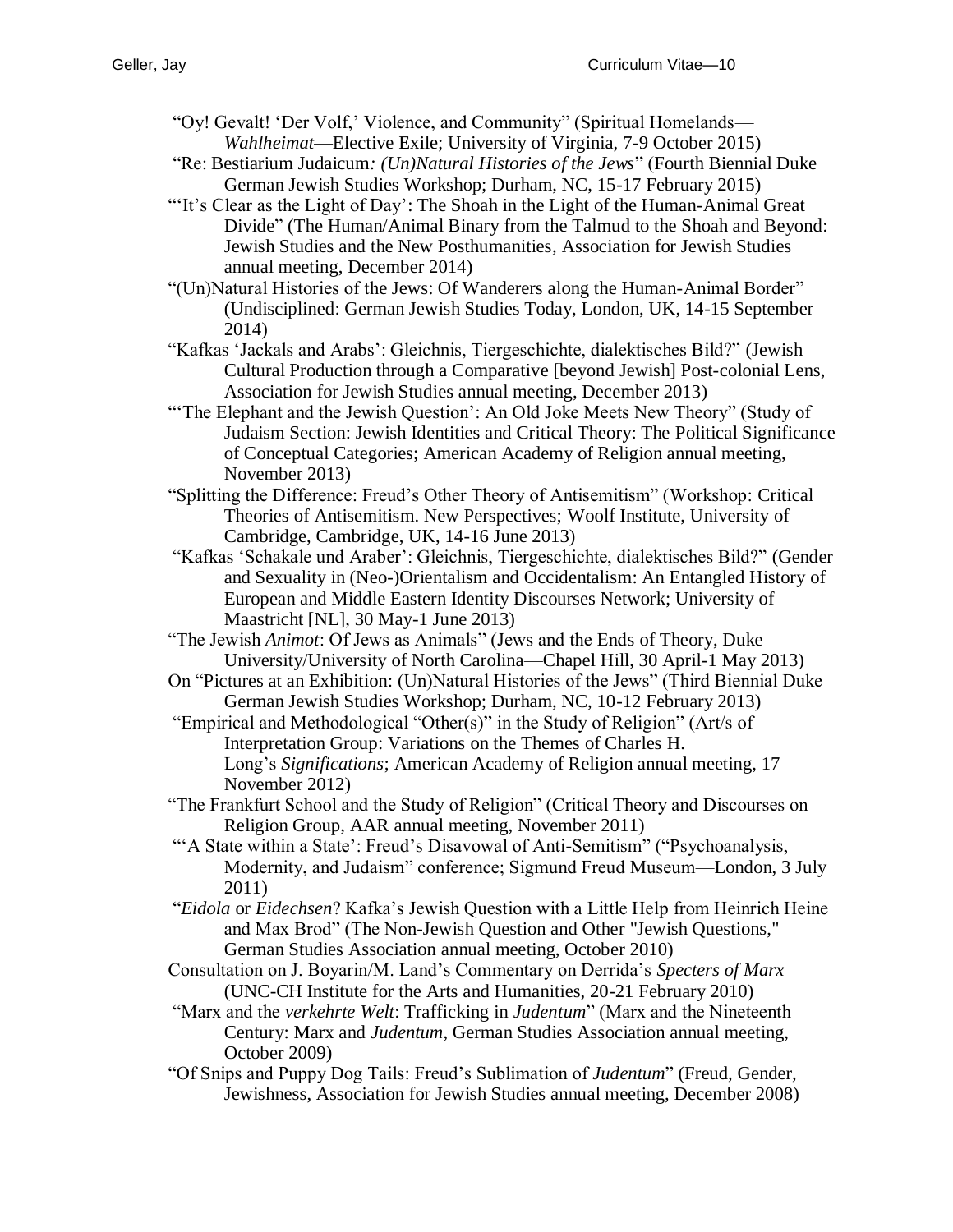"Oy! Gevalt! 'Der Volf,' Violence, and Community" (Spiritual Homelands—*Wahlheimat*—Elective Exile; University of Virginia, 7-9 October 2015)

"Re: Bestiarium Judaicum*: (Un)Natural Histories of the Jews*" (Fourth Biennial Duke German Jewish Studies Workshop; Durham, NC, 15-17 February 2015)

"'It's Clear as the Light of Day': The Shoah in the Light of the Human-Animal Great Divide" (The Human/Animal Binary from the Talmud to the Shoah and Beyond: Jewish Studies and the New Posthumanities, Association for Jewish Studies annual meeting, December 2014)

"(Un)Natural Histories of the Jews: Of Wanderers along the Human-Animal Border" (Undisciplined: German Jewish Studies Today, London, UK, 14-15 September 2014)

"Kafkas 'Jackals and Arabs': Gleichnis, Tiergeschichte, dialektisches Bild?" (Jewish Cultural Production through a Comparative [beyond Jewish] Post-colonial Lens, Association for Jewish Studies annual meeting, December 2013)

"'The Elephant and the Jewish Question': An Old Joke Meets New Theory" (Study of Judaism Section: Jewish Identities and Critical Theory: The Political Significance of Conceptual Categories; American Academy of Religion annual meeting, November 2013)

"Splitting the Difference: Freud's Other Theory of Antisemitism" (Workshop: Critical Theories of Antisemitism. New Perspectives; Woolf Institute, University of Cambridge, Cambridge, UK, 14-16 June 2013)

"Kafkas 'Schakale und Araber': Gleichnis, Tiergeschichte, dialektisches Bild?" (Gender and Sexuality in (Neo-)Orientalism and Occidentalism: An Entangled History of European and Middle Eastern Identity Discourses Network; University of Maastricht [NL], 30 May-1 June 2013)

"The Jewish *Animot*: Of Jews as Animals" (Jews and the Ends of Theory, Duke University/University of North Carolina—Chapel Hill, 30 April-1 May 2013)

On "Pictures at an Exhibition: (Un)Natural Histories of the Jews" (Third Biennial Duke German Jewish Studies Workshop; Durham, NC, 10-12 February 2013)

"Empirical and Methodological "Other(s)" in the Study of Religion" (Art/s of Interpretation Group: Variations on the Themes of Charles H. Long's *Significations*; American Academy of Religion annual meeting, 17 November 2012)

"The Frankfurt School and the Study of Religion" (Critical Theory and Discourses on Religion Group, AAR annual meeting, November 2011)

"'A State within a State': Freud's Disavowal of Anti-Semitism" ("Psychoanalysis, Modernity, and Judaism" conference; Sigmund Freud Museum—London, 3 July 2011)

"*Eidola* or *Eidechsen*? Kafka's Jewish Question with a Little Help from Heinrich Heine and Max Brod" (The Non-Jewish Question and Other "Jewish Questions," German Studies Association annual meeting, October 2010)

Consultation on J. Boyarin/M. Land's Commentary on Derrida's *Specters of Marx* (UNC-CH Institute for the Arts and Humanities, 20-21 February 2010)

"Marx and the *verkehrte Welt*: Trafficking in *Judentum*" (Marx and the Nineteenth Century: Marx and *Judentum*, German Studies Association annual meeting, October 2009)

"Of Snips and Puppy Dog Tails: Freud's Sublimation of *Judentum*" (Freud, Gender, Jewishness, Association for Jewish Studies annual meeting, December 2008)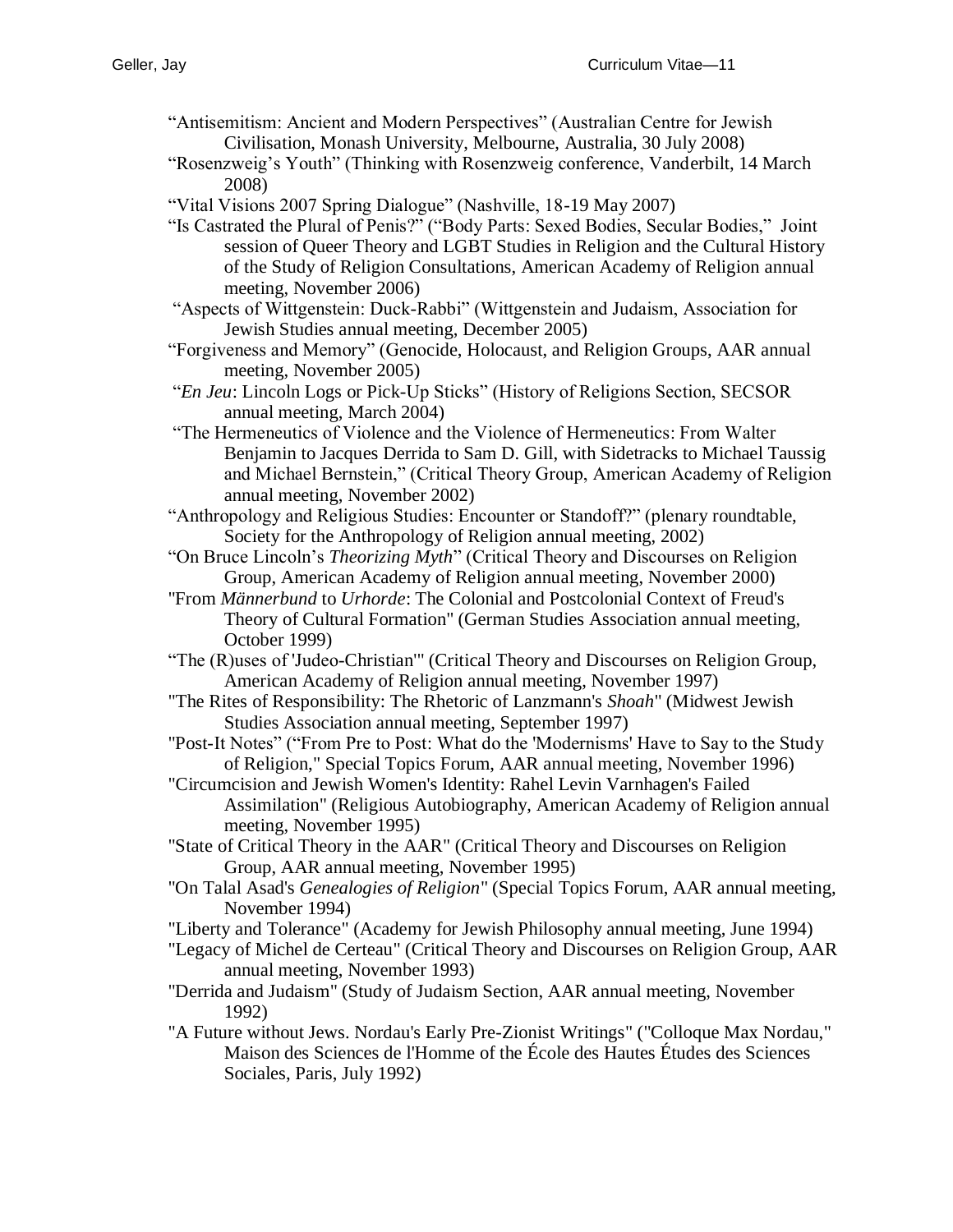"Antisemitism: Ancient and Modern Perspectives" (Australian Centre for Jewish Civilisation, Monash University, Melbourne, Australia, 30 July 2008)

"Rosenzweig's Youth" (Thinking with Rosenzweig conference, Vanderbilt, 14 March 2008)

"Vital Visions 2007 Spring Dialogue" (Nashville, 18-19 May 2007)

"Is Castrated the Plural of Penis?" ("Body Parts: Sexed Bodies, Secular Bodies," Joint session of Queer Theory and LGBT Studies in Religion and the Cultural History of the Study of Religion Consultations, American Academy of Religion annual meeting, November 2006)

"Aspects of Wittgenstein: Duck-Rabbi" (Wittgenstein and Judaism, Association for Jewish Studies annual meeting, December 2005)

"Forgiveness and Memory" (Genocide, Holocaust, and Religion Groups, AAR annual meeting, November 2005)

"*En Jeu*: Lincoln Logs or Pick-Up Sticks" (History of Religions Section, SECSOR annual meeting, March 2004)

"The Hermeneutics of Violence and the Violence of Hermeneutics: From Walter Benjamin to Jacques Derrida to Sam D. Gill, with Sidetracks to Michael Taussig and Michael Bernstein," (Critical Theory Group, American Academy of Religion annual meeting, November 2002)

"Anthropology and Religious Studies: Encounter or Standoff?" (plenary roundtable, Society for the Anthropology of Religion annual meeting, 2002)

"On Bruce Lincoln's *Theorizing Myth*" (Critical Theory and Discourses on Religion Group, American Academy of Religion annual meeting, November 2000)

"From *Männerbund* to *Urhorde*: The Colonial and Postcolonial Context of Freud's Theory of Cultural Formation" (German Studies Association annual meeting, October 1999)

"The (R)uses of 'Judeo-Christian'" (Critical Theory and Discourses on Religion Group, American Academy of Religion annual meeting, November 1997)

"The Rites of Responsibility: The Rhetoric of Lanzmann's *Shoah*" (Midwest Jewish Studies Association annual meeting, September 1997)

"Post-It Notes" ("From Pre to Post: What do the 'Modernisms' Have to Say to the Study of Religion," Special Topics Forum, AAR annual meeting, November 1996)

"Circumcision and Jewish Women's Identity: Rahel Levin Varnhagen's Failed Assimilation" (Religious Autobiography, American Academy of Religion annual meeting, November 1995)

"State of Critical Theory in the AAR" (Critical Theory and Discourses on Religion Group, AAR annual meeting, November 1995)

"On Talal Asad's *Genealogies of Religion*" (Special Topics Forum, AAR annual meeting, November 1994)

"Liberty and Tolerance" (Academy for Jewish Philosophy annual meeting, June 1994)

"Legacy of Michel de Certeau" (Critical Theory and Discourses on Religion Group, AAR annual meeting, November 1993)

"Derrida and Judaism" (Study of Judaism Section, AAR annual meeting, November 1992)

"A Future without Jews. Nordau's Early Pre-Zionist Writings" ("Colloque Max Nordau," Maison des Sciences de l'Homme of the École des Hautes Études des Sciences Sociales, Paris, July 1992)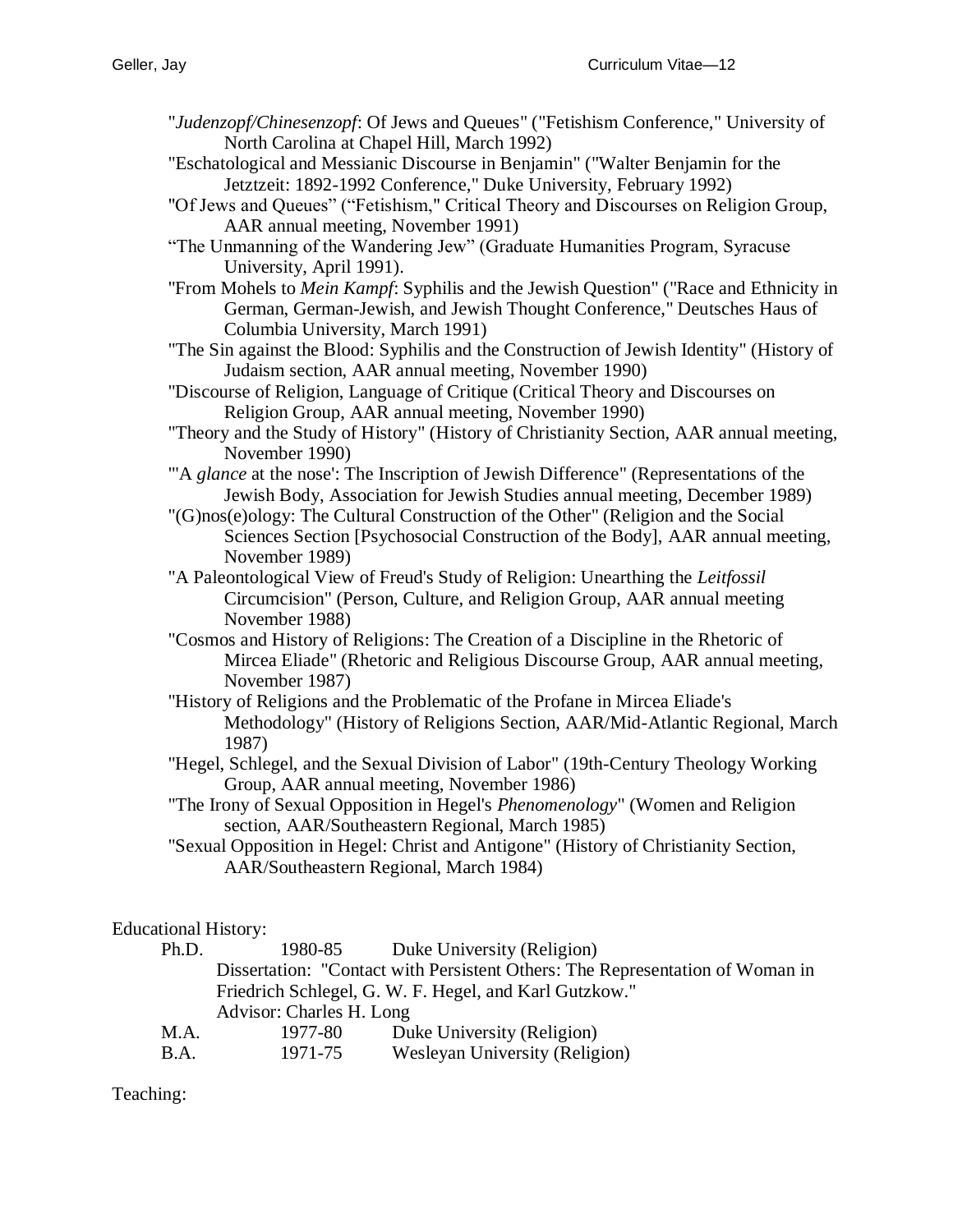"*Judenzopf/Chinesenzopf*: Of Jews and Queues" ("Fetishism Conference," University of North Carolina at Chapel Hill, March 1992)

"Eschatological and Messianic Discourse in Benjamin" ("Walter Benjamin for the Jetztzeit: 1892-1992 Conference," Duke University, February 1992)

"Of Jews and Queues" ("Fetishism," Critical Theory and Discourses on Religion Group, AAR annual meeting, November 1991)

"The Unmanning of the Wandering Jew" (Graduate Humanities Program, Syracuse University, April 1991).

"From Mohels to *Mein Kampf*: Syphilis and the Jewish Question" ("Race and Ethnicity in German, German-Jewish, and Jewish Thought Conference," Deutsches Haus of Columbia University, March 1991)

"The Sin against the Blood: Syphilis and the Construction of Jewish Identity" (History of Judaism section, AAR annual meeting, November 1990)

"Discourse of Religion, Language of Critique (Critical Theory and Discourses on Religion Group, AAR annual meeting, November 1990)

"Theory and the Study of History" (History of Christianity Section, AAR annual meeting, November 1990)

"'A *glance* at the nose': The Inscription of Jewish Difference" (Representations of the Jewish Body, Association for Jewish Studies annual meeting, December 1989)

"(G)nos(e)ology: The Cultural Construction of the Other" (Religion and the Social Sciences Section [Psychosocial Construction of the Body], AAR annual meeting, November 1989)

"A Paleontological View of Freud's Study of Religion: Unearthing the *Leitfossil* Circumcision" (Person, Culture, and Religion Group, AAR annual meeting November 1988)

"Cosmos and History of Religions: The Creation of a Discipline in the Rhetoric of Mircea Eliade" (Rhetoric and Religious Discourse Group, AAR annual meeting, November 1987)

"History of Religions and the Problematic of the Profane in Mircea Eliade's Methodology" (History of Religions Section, AAR/Mid-Atlantic Regional, March 1987)

"Hegel, Schlegel, and the Sexual Division of Labor" (19th-Century Theology Working Group, AAR annual meeting, November 1986)

"The Irony of Sexual Opposition in Hegel's *Phenomenology*" (Women and Religion section, AAR/Southeastern Regional, March 1985)

"Sexual Opposition in Hegel: Christ and Antigone" (History of Christianity Section, AAR/Southeastern Regional, March 1984)

Educational History:

Ph.D. 1980-85 Duke University (Religion)
Dissertation: "Contact with Persistent Others: The Representation of Woman in Friedrich Schlegel, G. W. F. Hegel, and Karl Gutzkow."
Advisor: Charles H. Long

M.A. 1977-80 Duke University (Religion)

B.A. 1971-75 Wesleyan University (Religion)

Teaching: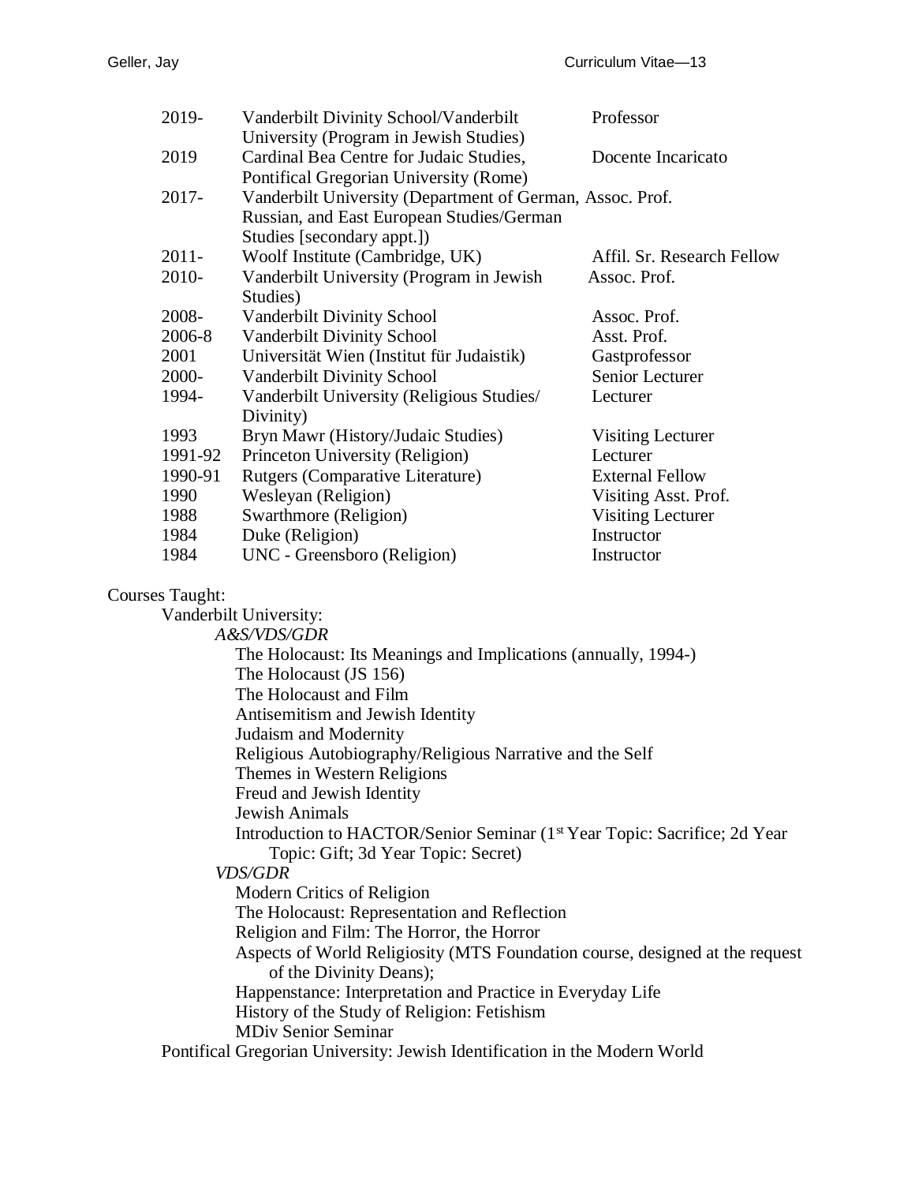| | | |
|---|---|---|
| 2019- | Vanderbilt Divinity School/Vanderbilt University (Program in Jewish Studies) | Professor |
| 2019 | Cardinal Bea Centre for Judaic Studies, Pontifical Gregorian University (Rome) | Docente Incaricato |
| 2017- | Vanderbilt University (Department of German, Russian, and East European Studies/German Studies [secondary appt.]) | Assoc. Prof. |
| 2011- | Woolf Institute (Cambridge, UK) | Affil. Sr. Research Fellow |
| 2010- | Vanderbilt University (Program in Jewish Studies) | Assoc. Prof. |
| 2008- | Vanderbilt Divinity School | Assoc. Prof. |
| 2006-8 | Vanderbilt Divinity School | Asst. Prof. |
| 2001 | Universität Wien (Institut für Judaistik) | Gastprofessor |
| 2000- | Vanderbilt Divinity School | Senior Lecturer |
| 1994- | Vanderbilt University (Religious Studies/ Divinity) | Lecturer |
| 1993 | Bryn Mawr (History/Judaic Studies) | Visiting Lecturer |
| 1991-92 | Princeton University (Religion) | Lecturer |
| 1990-91 | Rutgers (Comparative Literature) | External Fellow |
| 1990 | Wesleyan (Religion) | Visiting Asst. Prof. |
| 1988 | Swarthmore (Religion) | Visiting Lecturer |
| 1984 | Duke (Religion) | Instructor |
| 1984 | UNC - Greensboro (Religion) | Instructor |

Courses Taught:

- Vanderbilt University:
  - *A&S/VDS/GDR*
    - The Holocaust: Its Meanings and Implications (annually, 1994-)
    - The Holocaust (JS 156)
    - The Holocaust and Film
    - Antisemitism and Jewish Identity
    - Judaism and Modernity
    - Religious Autobiography/Religious Narrative and the Self
    - Themes in Western Religions
    - Freud and Jewish Identity
    - Jewish Animals
    - Introduction to HACTOR/Senior Seminar (1st Year Topic: Sacrifice; 2d Year Topic: Gift; 3d Year Topic: Secret)
  - *VDS/GDR*
    - Modern Critics of Religion
    - The Holocaust: Representation and Reflection
    - Religion and Film: The Horror, the Horror
    - Aspects of World Religiosity (MTS Foundation course, designed at the request of the Divinity Deans);
    - Happenstance: Interpretation and Practice in Everyday Life
    - History of the Study of Religion: Fetishism
    - MDiv Senior Seminar
- Pontifical Gregorian University: Jewish Identification in the Modern World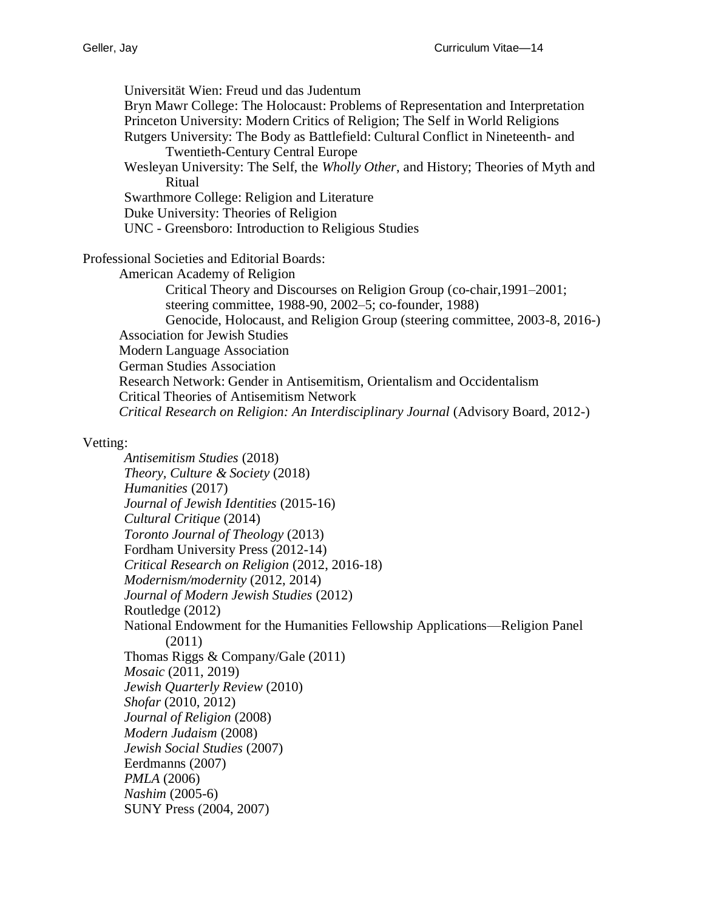Universität Wien: Freud und das Judentum
Bryn Mawr College: The Holocaust: Problems of Representation and Interpretation
Princeton University: Modern Critics of Religion; The Self in World Religions
Rutgers University: The Body as Battlefield: Cultural Conflict in Nineteenth- and Twentieth-Century Central Europe
Wesleyan University: The Self, the *Wholly Other*, and History; Theories of Myth and Ritual
Swarthmore College: Religion and Literature
Duke University: Theories of Religion
UNC - Greensboro: Introduction to Religious Studies

Professional Societies and Editorial Boards:

- American Academy of Religion
    - Critical Theory and Discourses on Religion Group (co-chair,1991–2001; steering committee, 1988-90, 2002–5; co-founder, 1988)
    - Genocide, Holocaust, and Religion Group (steering committee, 2003-8, 2016-)
- Association for Jewish Studies
- Modern Language Association
- German Studies Association
- Research Network: Gender in Antisemitism, Orientalism and Occidentalism
- Critical Theories of Antisemitism Network
- *Critical Research on Religion: An Interdisciplinary Journal* (Advisory Board, 2012-)

Vetting:

- *Antisemitism Studies* (2018)
- *Theory, Culture & Society* (2018)
- *Humanities* (2017)
- *Journal of Jewish Identities* (2015-16)
- *Cultural Critique* (2014)
- *Toronto Journal of Theology* (2013)
- Fordham University Press (2012-14)
- *Critical Research on Religion* (2012, 2016-18)
- *Modernism/modernity* (2012, 2014)
- *Journal of Modern Jewish Studies* (2012)
- Routledge (2012)
- National Endowment for the Humanities Fellowship Applications—Religion Panel (2011)
- Thomas Riggs & Company/Gale (2011)
- *Mosaic* (2011, 2019)
- *Jewish Quarterly Review* (2010)
- *Shofar* (2010, 2012)
- *Journal of Religion* (2008)
- *Modern Judaism* (2008)
- *Jewish Social Studies* (2007)
- Eerdmanns (2007)
- *PMLA* (2006)
- *Nashim* (2005-6)
- SUNY Press (2004, 2007)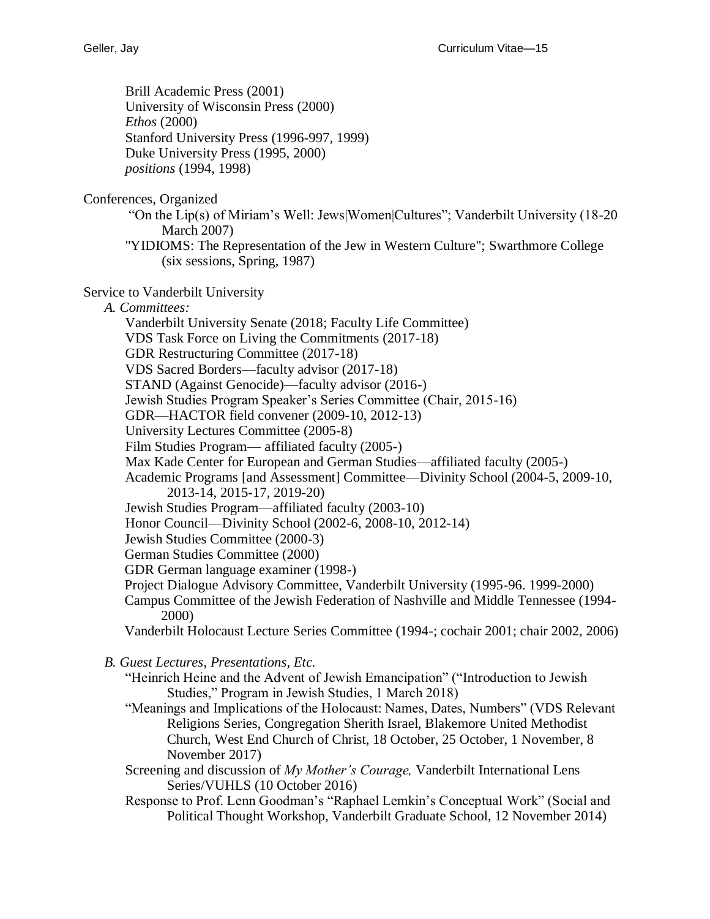Brill Academic Press (2001)
University of Wisconsin Press (2000)
*Ethos* (2000)
Stanford University Press (1996-997, 1999)
Duke University Press (1995, 2000)
*positions* (1994, 1998)

Conferences, Organized

"On the Lip(s) of Miriam's Well: Jews|Women|Cultures"; Vanderbilt University (18-20 March 2007)

"YIDIOMS: The Representation of the Jew in Western Culture"; Swarthmore College (six sessions, Spring, 1987)

Service to Vanderbilt University

*A. Committees:*

Vanderbilt University Senate (2018; Faculty Life Committee)
VDS Task Force on Living the Commitments (2017-18)
GDR Restructuring Committee (2017-18)
VDS Sacred Borders—faculty advisor (2017-18)
STAND (Against Genocide)—faculty advisor (2016-)
Jewish Studies Program Speaker's Series Committee (Chair, 2015-16)
GDR—HACTOR field convener (2009-10, 2012-13)
University Lectures Committee (2005-8)
Film Studies Program— affiliated faculty (2005-)
Max Kade Center for European and German Studies—affiliated faculty (2005-)
Academic Programs [and Assessment] Committee—Divinity School (2004-5, 2009-10, 2013-14, 2015-17, 2019-20)
Jewish Studies Program—affiliated faculty (2003-10)
Honor Council—Divinity School (2002-6, 2008-10, 2012-14)
Jewish Studies Committee (2000-3)
German Studies Committee (2000)
GDR German language examiner (1998-)
Project Dialogue Advisory Committee, Vanderbilt University (1995-96. 1999-2000)
Campus Committee of the Jewish Federation of Nashville and Middle Tennessee (1994-2000)
Vanderbilt Holocaust Lecture Series Committee (1994-; cochair 2001; chair 2002, 2006)

*B. Guest Lectures, Presentations, Etc.*

"Heinrich Heine and the Advent of Jewish Emancipation" ("Introduction to Jewish Studies," Program in Jewish Studies, 1 March 2018)

"Meanings and Implications of the Holocaust: Names, Dates, Numbers" (VDS Relevant Religions Series, Congregation Sherith Israel, Blakemore United Methodist Church, West End Church of Christ, 18 October, 25 October, 1 November, 8 November 2017)

Screening and discussion of *My Mother's Courage,* Vanderbilt International Lens Series/VUHLS (10 October 2016)

Response to Prof. Lenn Goodman's "Raphael Lemkin's Conceptual Work" (Social and Political Thought Workshop, Vanderbilt Graduate School, 12 November 2014)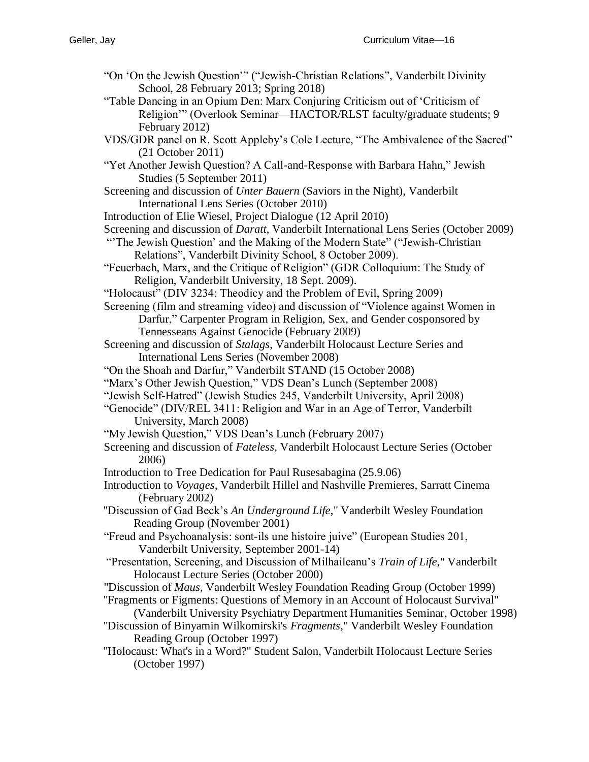"On 'On the Jewish Question'" ("Jewish-Christian Relations", Vanderbilt Divinity School, 28 February 2013; Spring 2018)

"Table Dancing in an Opium Den: Marx Conjuring Criticism out of 'Criticism of Religion'" (Overlook Seminar—HACTOR/RLST faculty/graduate students; 9 February 2012)

VDS/GDR panel on R. Scott Appleby's Cole Lecture, "The Ambivalence of the Sacred" (21 October 2011)

"Yet Another Jewish Question? A Call-and-Response with Barbara Hahn," Jewish Studies (5 September 2011)

Screening and discussion of *Unter Bauern* (Saviors in the Night), Vanderbilt International Lens Series (October 2010)

Introduction of Elie Wiesel, Project Dialogue (12 April 2010)

Screening and discussion of *Daratt*, Vanderbilt International Lens Series (October 2009)

"'The Jewish Question' and the Making of the Modern State" ("Jewish-Christian Relations", Vanderbilt Divinity School, 8 October 2009).

"Feuerbach, Marx, and the Critique of Religion" (GDR Colloquium: The Study of Religion, Vanderbilt University, 18 Sept. 2009).

"Holocaust" (DIV 3234: Theodicy and the Problem of Evil, Spring 2009)

Screening (film and streaming video) and discussion of "Violence against Women in Darfur," Carpenter Program in Religion, Sex, and Gender cosponsored by Tennesseans Against Genocide (February 2009)

Screening and discussion of *Stalags*, Vanderbilt Holocaust Lecture Series and International Lens Series (November 2008)

"On the Shoah and Darfur," Vanderbilt STAND (15 October 2008)

"Marx's Other Jewish Question," VDS Dean's Lunch (September 2008)

"Jewish Self-Hatred" (Jewish Studies 245, Vanderbilt University, April 2008)

"Genocide" (DIV/REL 3411: Religion and War in an Age of Terror, Vanderbilt University, March 2008)

"My Jewish Question," VDS Dean's Lunch (February 2007)

Screening and discussion of *Fateless*, Vanderbilt Holocaust Lecture Series (October 2006)

Introduction to Tree Dedication for Paul Rusesabagina (25.9.06)

Introduction to *Voyages*, Vanderbilt Hillel and Nashville Premieres, Sarratt Cinema (February 2002)

"Discussion of Gad Beck's *An Underground Life*," Vanderbilt Wesley Foundation Reading Group (November 2001)

"Freud and Psychoanalysis: sont-ils une histoire juive" (European Studies 201, Vanderbilt University, September 2001-14)

"Presentation, Screening, and Discussion of Milhaileanu's *Train of Life*," Vanderbilt Holocaust Lecture Series (October 2000)

"Discussion of *Maus*, Vanderbilt Wesley Foundation Reading Group (October 1999)

"Fragments or Figments: Questions of Memory in an Account of Holocaust Survival" (Vanderbilt University Psychiatry Department Humanities Seminar, October 1998)

"Discussion of Binyamin Wilkomirski's *Fragments*," Vanderbilt Wesley Foundation Reading Group (October 1997)

"Holocaust: What's in a Word?" Student Salon, Vanderbilt Holocaust Lecture Series (October 1997)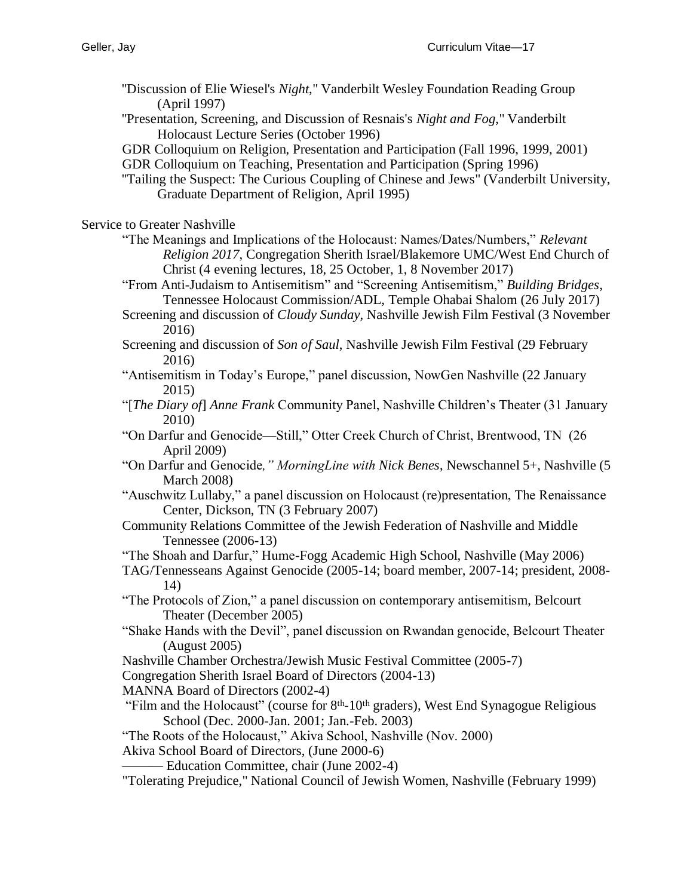"Discussion of Elie Wiesel's *Night*," Vanderbilt Wesley Foundation Reading Group (April 1997)

"Presentation, Screening, and Discussion of Resnais's *Night and Fog*," Vanderbilt Holocaust Lecture Series (October 1996)

GDR Colloquium on Religion, Presentation and Participation (Fall 1996, 1999, 2001)

GDR Colloquium on Teaching, Presentation and Participation (Spring 1996)

"Tailing the Suspect: The Curious Coupling of Chinese and Jews" (Vanderbilt University, Graduate Department of Religion, April 1995)

Service to Greater Nashville

"The Meanings and Implications of the Holocaust: Names/Dates/Numbers," *Relevant Religion 2017*, Congregation Sherith Israel/Blakemore UMC/West End Church of Christ (4 evening lectures, 18, 25 October, 1, 8 November 2017)

"From Anti-Judaism to Antisemitism" and "Screening Antisemitism," *Building Bridges*, Tennessee Holocaust Commission/ADL, Temple Ohabai Shalom (26 July 2017)

Screening and discussion of *Cloudy Sunday*, Nashville Jewish Film Festival (3 November 2016)

Screening and discussion of *Son of Saul*, Nashville Jewish Film Festival (29 February 2016)

"Antisemitism in Today's Europe," panel discussion, NowGen Nashville (22 January 2015)

"[*The Diary of*] *Anne Frank* Community Panel, Nashville Children's Theater (31 January 2010)

"On Darfur and Genocide—Still," Otter Creek Church of Christ, Brentwood, TN (26 April 2009)

"On Darfur and Genocide*," MorningLine with Nick Benes*, Newschannel 5+, Nashville (5 March 2008)

"Auschwitz Lullaby," a panel discussion on Holocaust (re)presentation, The Renaissance Center, Dickson, TN (3 February 2007)

Community Relations Committee of the Jewish Federation of Nashville and Middle Tennessee (2006-13)

"The Shoah and Darfur," Hume-Fogg Academic High School, Nashville (May 2006)

TAG/Tennesseans Against Genocide (2005-14; board member, 2007-14; president, 2008-14)

"The Protocols of Zion," a panel discussion on contemporary antisemitism, Belcourt Theater (December 2005)

"Shake Hands with the Devil", panel discussion on Rwandan genocide, Belcourt Theater (August 2005)

Nashville Chamber Orchestra/Jewish Music Festival Committee (2005-7)

Congregation Sherith Israel Board of Directors (2004-13)

MANNA Board of Directors (2002-4)

"Film and the Holocaust" (course for 8th-10th graders), West End Synagogue Religious School (Dec. 2000-Jan. 2001; Jan.-Feb. 2003)

"The Roots of the Holocaust," Akiva School, Nashville (Nov. 2000)

Akiva School Board of Directors, (June 2000-6)

——— Education Committee, chair (June 2002-4)

"Tolerating Prejudice," National Council of Jewish Women, Nashville (February 1999)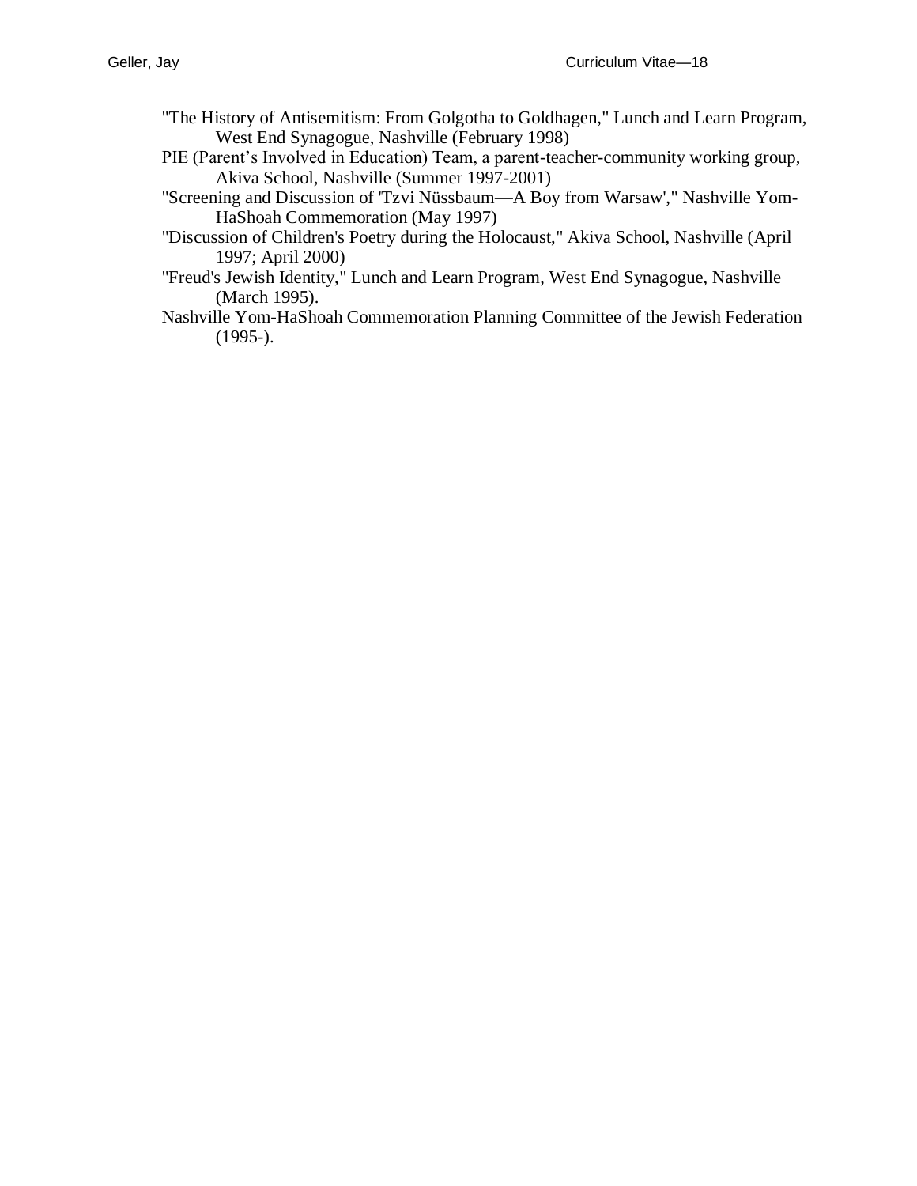"The History of Antisemitism: From Golgotha to Goldhagen," Lunch and Learn Program, West End Synagogue, Nashville (February 1998)

PIE (Parent's Involved in Education) Team, a parent-teacher-community working group, Akiva School, Nashville (Summer 1997-2001)

"Screening and Discussion of 'Tzvi Nüssbaum—A Boy from Warsaw'," Nashville Yom-HaShoah Commemoration (May 1997)

"Discussion of Children's Poetry during the Holocaust," Akiva School, Nashville (April 1997; April 2000)

"Freud's Jewish Identity," Lunch and Learn Program, West End Synagogue, Nashville (March 1995).

Nashville Yom-HaShoah Commemoration Planning Committee of the Jewish Federation (1995-).